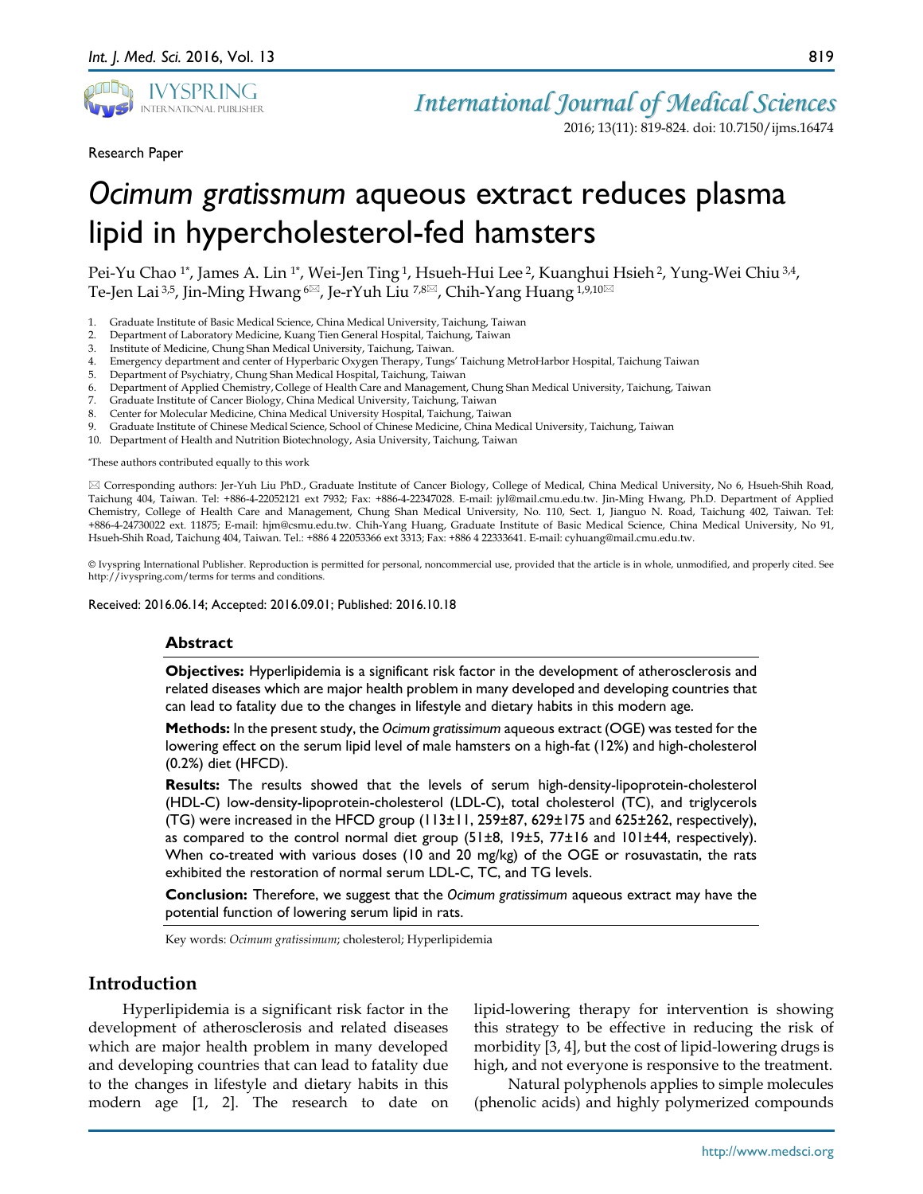Research Paper

# *Ocimum gratissmum* aqueous extract reduces plasma lipid in hypercholesterol-fed hamsters

Pei-Yu Chao [1*], James A. Lin [1*], Wei-Jen Ting [1], Hsueh-Hui Lee [2], Kuanghui Hsieh [2], Yung-Wei Chiu [3,4], Te-Jen Lai [3,5], Jin-Ming Hwang [6]✉, Je-rYuh Liu [7,8]✉, Chih-Yang Huang [1,9,10]✉

1. Graduate Institute of Basic Medical Science, China Medical University, Taichung, Taiwan
2. Department of Laboratory Medicine, Kuang Tien General Hospital, Taichung, Taiwan
3. Institute of Medicine, Chung Shan Medical University, Taichung, Taiwan.
4. Emergency department and center of Hyperbaric Oxygen Therapy, Tungs' Taichung MetroHarbor Hospital, Taichung Taiwan
5. Department of Psychiatry, Chung Shan Medical Hospital, Taichung, Taiwan
6. Department of Applied Chemistry, College of Health Care and Management, Chung Shan Medical University, Taichung, Taiwan
7. Graduate Institute of Cancer Biology, China Medical University, Taichung, Taiwan
8. Center for Molecular Medicine, China Medical University Hospital, Taichung, Taiwan
9. Graduate Institute of Chinese Medical Science, School of Chinese Medicine, China Medical University, Taichung, Taiwan
10. Department of Health and Nutrition Biotechnology, Asia University, Taichung, Taiwan

*These authors contributed equally to this work

✉ Corresponding authors: Jer-Yuh Liu PhD., Graduate Institute of Cancer Biology, College of Medical, China Medical University, No 6, Hsueh-Shih Road, Taichung 404, Taiwan. Tel: +886-4-22052121 ext 7932; Fax: +886-4-22347028. E-mail: jyl@mail.cmu.edu.tw. Jin-Ming Hwang, Ph.D. Department of Applied Chemistry, College of Health Care and Management, Chung Shan Medical University, No. 110, Sect. 1, Jianguo N. Road, Taichung 402, Taiwan. Tel: +886-4-24730022 ext. 11875; E-mail: hjm@csmu.edu.tw. Chih-Yang Huang, Graduate Institute of Basic Medical Science, China Medical University, No 91, Hsueh-Shih Road, Taichung 404, Taiwan. Tel.: +886 4 22053366 ext 3313; Fax: +886 4 22333641. E-mail: cyhuang@mail.cmu.edu.tw.

© Ivyspring International Publisher. Reproduction is permitted for personal, noncommercial use, provided that the article is in whole, unmodified, and properly cited. See http://ivyspring.com/terms for terms and conditions.

Received: 2016.06.14; Accepted: 2016.09.01; Published: 2016.10.18

## Abstract

**Objectives:** Hyperlipidemia is a significant risk factor in the development of atherosclerosis and related diseases which are major health problem in many developed and developing countries that can lead to fatality due to the changes in lifestyle and dietary habits in this modern age.

**Methods:** In the present study, the *Ocimum gratissimum* aqueous extract (OGE) was tested for the lowering effect on the serum lipid level of male hamsters on a high-fat (12%) and high-cholesterol (0.2%) diet (HFCD).

**Results:** The results showed that the levels of serum high-density-lipoprotein-cholesterol (HDL-C) low-density-lipoprotein-cholesterol (LDL-C), total cholesterol (TC), and triglycerols (TG) were increased in the HFCD group (113±11, 259±87, 629±175 and 625±262, respectively), as compared to the control normal diet group (51±8, 19±5, 77±16 and 101±44, respectively). When co-treated with various doses (10 and 20 mg/kg) of the OGE or rosuvastatin, the rats exhibited the restoration of normal serum LDL-C, TC, and TG levels.

**Conclusion:** Therefore, we suggest that the *Ocimum gratissimum* aqueous extract may have the potential function of lowering serum lipid in rats.

Key words: *Ocimum gratissimum*; cholesterol; Hyperlipidemia

## Introduction

Hyperlipidemia is a significant risk factor in the development of atherosclerosis and related diseases which are major health problem in many developed and developing countries that can lead to fatality due to the changes in lifestyle and dietary habits in this modern age [1, 2]. The research to date on lipid-lowering therapy for intervention is showing this strategy to be effective in reducing the risk of morbidity [3, 4], but the cost of lipid-lowering drugs is high, and not everyone is responsive to the treatment.

Natural polyphenols applies to simple molecules (phenolic acids) and highly polymerized compounds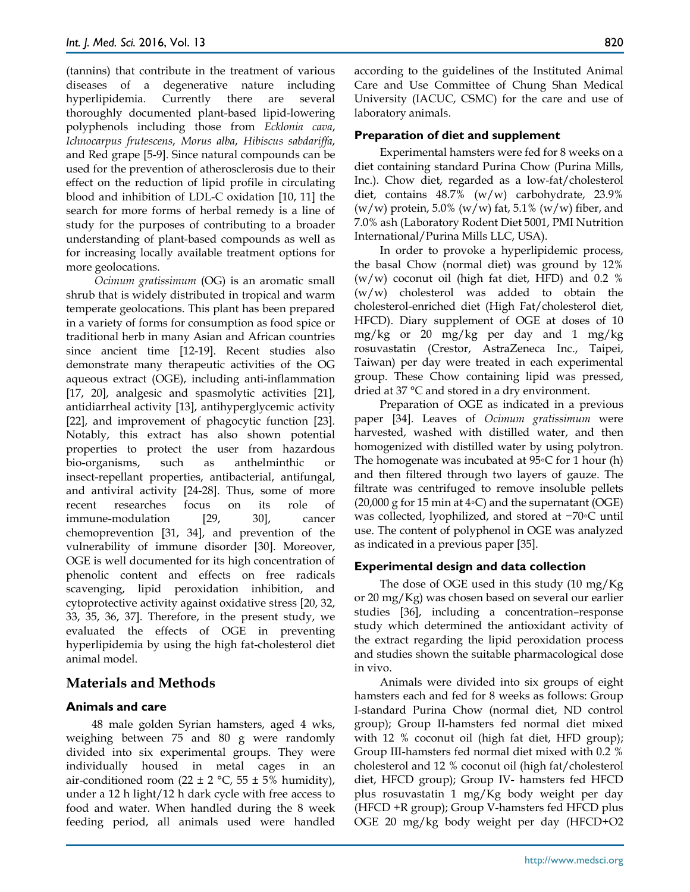(tannins) that contribute in the treatment of various diseases of a degenerative nature including hyperlipidemia. Currently there are several thoroughly documented plant-based lipid-lowering polyphenols including those from *Ecklonia cava*, *Ichnocarpus frutescens*, *Morus alba*, *Hibiscus sabdariffa*, and Red grape [5-9]. Since natural compounds can be used for the prevention of atherosclerosis due to their effect on the reduction of lipid profile in circulating blood and inhibition of LDL-C oxidation [10, 11] the search for more forms of herbal remedy is a line of study for the purposes of contributing to a broader understanding of plant-based compounds as well as for increasing locally available treatment options for more geolocations.

*Ocimum gratissimum* (OG) is an aromatic small shrub that is widely distributed in tropical and warm temperate geolocations. This plant has been prepared in a variety of forms for consumption as food spice or traditional herb in many Asian and African countries since ancient time [12-19]. Recent studies also demonstrate many therapeutic activities of the OG aqueous extract (OGE), including anti-inflammation [17, 20], analgesic and spasmolytic activities [21], antidiarrheal activity [13], antihyperglycemic activity [22], and improvement of phagocytic function [23]. Notably, this extract has also shown potential properties to protect the user from hazardous bio-organisms, such as anthelminthic or insect-repellant properties, antibacterial, antifungal, and antiviral activity [24-28]. Thus, some of more recent researches focus on its role of immune-modulation [29, 30], cancer chemoprevention [31, 34], and prevention of the vulnerability of immune disorder [30]. Moreover, OGE is well documented for its high concentration of phenolic content and effects on free radicals scavenging, lipid peroxidation inhibition, and cytoprotective activity against oxidative stress [20, 32, 33, 35, 36, 37]. Therefore, in the present study, we evaluated the effects of OGE in preventing hyperlipidemia by using the high fat-cholesterol diet animal model.

# Materials and Methods

## Animals and care

48 male golden Syrian hamsters, aged 4 wks, weighing between 75 and 80 g were randomly divided into six experimental groups. They were individually housed in metal cages in an air-conditioned room (22 ± 2 °C, 55 ± 5% humidity), under a 12 h light/12 h dark cycle with free access to food and water. When handled during the 8 week feeding period, all animals used were handled according to the guidelines of the Instituted Animal Care and Use Committee of Chung Shan Medical University (IACUC, CSMC) for the care and use of laboratory animals.

## Preparation of diet and supplement

Experimental hamsters were fed for 8 weeks on a diet containing standard Purina Chow (Purina Mills, Inc.). Chow diet, regarded as a low-fat/cholesterol diet, contains 48.7% (w/w) carbohydrate, 23.9% (w/w) protein, 5.0% (w/w) fat, 5.1% (w/w) fiber, and 7.0% ash (Laboratory Rodent Diet 5001, PMI Nutrition International/Purina Mills LLC, USA).

In order to provoke a hyperlipidemic process, the basal Chow (normal diet) was ground by 12% (w/w) coconut oil (high fat diet, HFD) and 0.2 % (w/w) cholesterol was added to obtain the cholesterol-enriched diet (High Fat/cholesterol diet, HFCD). Diary supplement of OGE at doses of 10 mg/kg or 20 mg/kg per day and 1 mg/kg rosuvastatin (Crestor, AstraZeneca Inc., Taipei, Taiwan) per day were treated in each experimental group. These Chow containing lipid was pressed, dried at 37 °C and stored in a dry environment.

Preparation of OGE as indicated in a previous paper [34]. Leaves of *Ocimum gratissimum* were harvested, washed with distilled water, and then homogenized with distilled water by using polytron. The homogenate was incubated at 95◦C for 1 hour (h) and then filtered through two layers of gauze. The filtrate was centrifuged to remove insoluble pellets (20,000 g for 15 min at 4◦C) and the supernatant (OGE) was collected, lyophilized, and stored at −70◦C until use. The content of polyphenol in OGE was analyzed as indicated in a previous paper [35].

## Experimental design and data collection

The dose of OGE used in this study (10 mg/Kg or 20 mg/Kg) was chosen based on several our earlier studies [36], including a concentration–response study which determined the antioxidant activity of the extract regarding the lipid peroxidation process and studies shown the suitable pharmacological dose in vivo.

Animals were divided into six groups of eight hamsters each and fed for 8 weeks as follows: Group I-standard Purina Chow (normal diet, ND control group); Group II-hamsters fed normal diet mixed with 12 % coconut oil (high fat diet, HFD group); Group III-hamsters fed normal diet mixed with 0.2 % cholesterol and 12 % coconut oil (high fat/cholesterol diet, HFCD group); Group IV- hamsters fed HFCD plus rosuvastatin 1 mg/Kg body weight per day (HFCD +R group); Group V-hamsters fed HFCD plus OGE 20 mg/kg body weight per day (HFCD+O2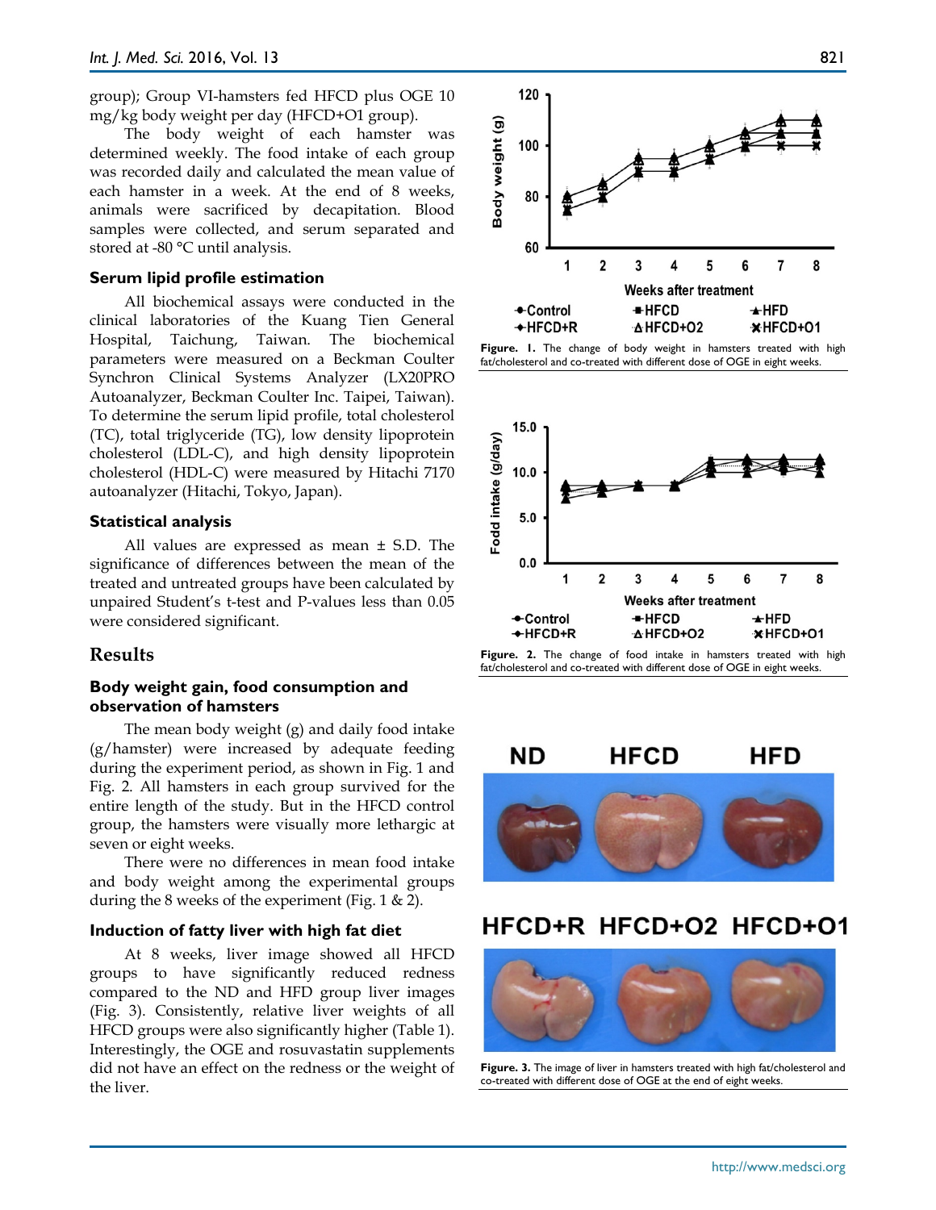group); Group VI-hamsters fed HFCD plus OGE 10 mg/kg body weight per day (HFCD+O1 group).

The body weight of each hamster was determined weekly. The food intake of each group was recorded daily and calculated the mean value of each hamster in a week. At the end of 8 weeks, animals were sacrificed by decapitation. Blood samples were collected, and serum separated and stored at -80 °C until analysis.

### Serum lipid profile estimation

All biochemical assays were conducted in the clinical laboratories of the Kuang Tien General Hospital, Taichung, Taiwan. The biochemical parameters were measured on a Beckman Coulter Synchron Clinical Systems Analyzer (LX20PRO Autoanalyzer, Beckman Coulter Inc. Taipei, Taiwan). To determine the serum lipid profile, total cholesterol (TC), total triglyceride (TG), low density lipoprotein cholesterol (LDL-C), and high density lipoprotein cholesterol (HDL-C) were measured by Hitachi 7170 autoanalyzer (Hitachi, Tokyo, Japan).

### Statistical analysis

All values are expressed as mean ± S.D. The significance of differences between the mean of the treated and untreated groups have been calculated by unpaired Student's t-test and P-values less than 0.05 were considered significant.

## Results

### Body weight gain, food consumption and observation of hamsters

The mean body weight (g) and daily food intake (g/hamster) were increased by adequate feeding during the experiment period, as shown in Fig. 1 and Fig. 2. All hamsters in each group survived for the entire length of the study. But in the HFCD control group, the hamsters were visually more lethargic at seven or eight weeks.

There were no differences in mean food intake and body weight among the experimental groups during the 8 weeks of the experiment (Fig. 1 & 2).

### Induction of fatty liver with high fat diet

At 8 weeks, liver image showed all HFCD groups to have significantly reduced redness compared to the ND and HFD group liver images (Fig. 3). Consistently, relative liver weights of all HFCD groups were also significantly higher (Table 1). Interestingly, the OGE and rosuvastatin supplements did not have an effect on the redness or the weight of the liver.

**Figure. 1.** The change of body weight in hamsters treated with high fat/cholesterol and co-treated with different dose of OGE in eight weeks.

**Figure. 2.** The change of food intake in hamsters treated with high fat/cholesterol and co-treated with different dose of OGE in eight weeks.

**Figure. 3.** The image of liver in hamsters treated with high fat/cholesterol and co-treated with different dose of OGE at the end of eight weeks.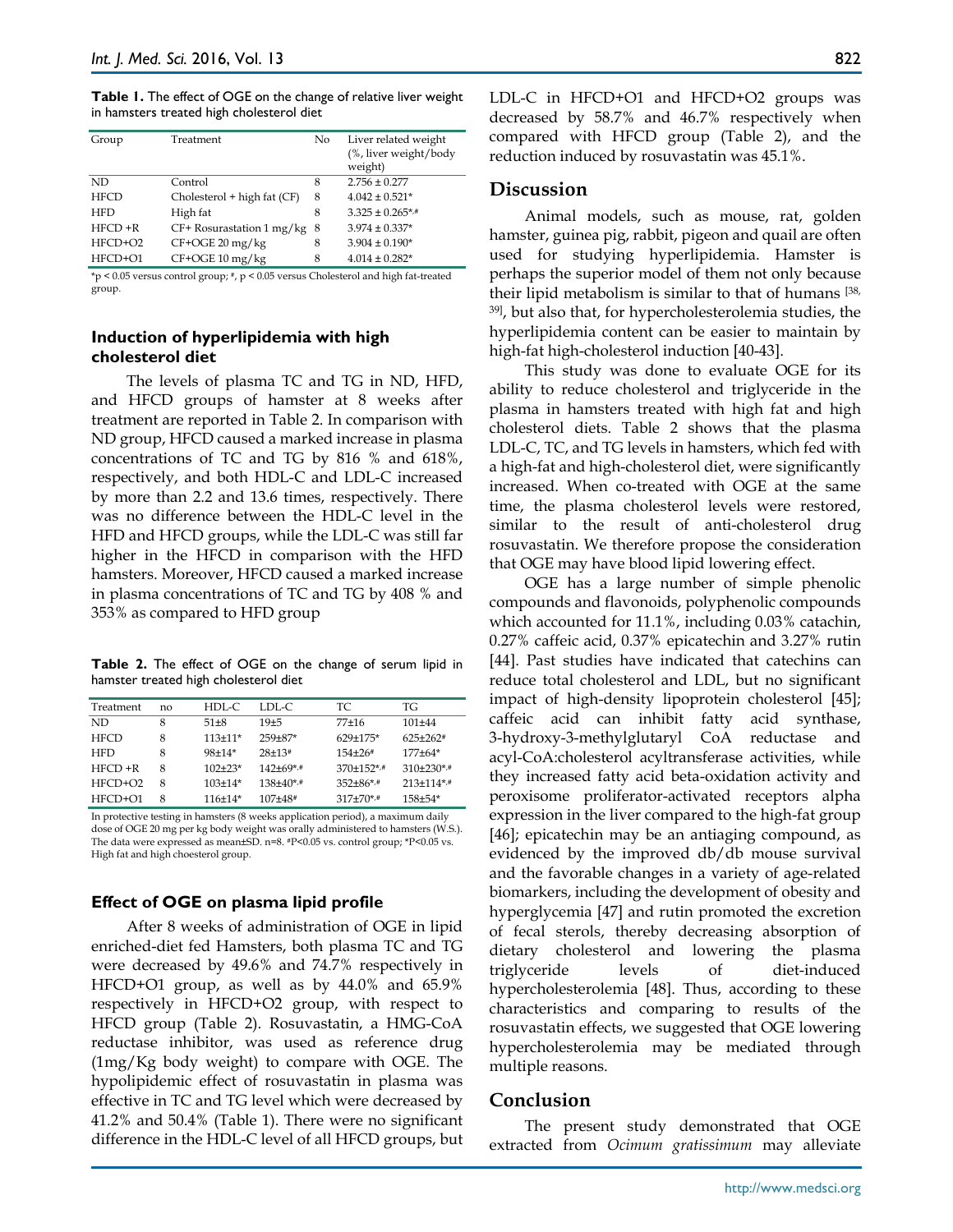**Table 1.** The effect of OGE on the change of relative liver weight in hamsters treated high cholesterol diet

| Group | Treatment | No | Liver related weight (%, liver weight/body weight) |
|---|---|---|---|
| ND | Control | 8 | 2.756 ± 0.277 |
| HFCD | Cholesterol + high fat (CF) | 8 | 4.042 ± 0.521* |
| HFD | High fat | 8 | 3.325 ± 0.265*,# |
| HFCD +R | CF+ Rosurastation 1 mg/kg | 8 | 3.974 ± 0.337* |
| HFCD+O2 | CF+OGE 20 mg/kg | 8 | 3.904 ± 0.190* |
| HFCD+O1 | CF+OGE 10 mg/kg | 8 | 4.014 ± 0.282* |

*p < 0.05 versus control group; #, p < 0.05 versus Cholesterol and high fat-treated group.

### Induction of hyperlipidemia with high cholesterol diet

The levels of plasma TC and TG in ND, HFD, and HFCD groups of hamster at 8 weeks after treatment are reported in Table 2. In comparison with ND group, HFCD caused a marked increase in plasma concentrations of TC and TG by 816 % and 618%, respectively, and both HDL-C and LDL-C increased by more than 2.2 and 13.6 times, respectively. There was no difference between the HDL-C level in the HFD and HFCD groups, while the LDL-C was still far higher in the HFCD in comparison with the HFD hamsters. Moreover, HFCD caused a marked increase in plasma concentrations of TC and TG by 408 % and 353% as compared to HFD group

**Table 2.** The effect of OGE on the change of serum lipid in hamster treated high cholesterol diet

| Treatment | no | HDL-C | LDL-C | TC | TG |
|---|---|---|---|---|---|
| ND | 8 | 51±8 | 19±5 | 77±16 | 101±44 |
| HFCD | 8 | 113±11* | 259±87* | 629±175* | 625±262# |
| HFD | 8 | 98±14* | 28±13# | 154±26# | 177±64* |
| HFCD +R | 8 | 102±23* | 142±69*,# | 370±152*,# | 310±230*,# |
| HFCD+O2 | 8 | 103±14* | 138±40*,# | 352±86*,# | 213±114*,# |
| HFCD+O1 | 8 | 116±14* | 107±48# | 317±70*,# | 158±54* |

In protective testing in hamsters (8 weeks application period), a maximum daily dose of OGE 20 mg per kg body weight was orally administered to hamsters (W.S.). The data were expressed as mean±SD. n=8. #P<0.05 vs. control group; *P<0.05 vs. High fat and high choesterol group.

### Effect of OGE on plasma lipid profile

After 8 weeks of administration of OGE in lipid enriched-diet fed Hamsters, both plasma TC and TG were decreased by 49.6% and 74.7% respectively in HFCD+O1 group, as well as by 44.0% and 65.9% respectively in HFCD+O2 group, with respect to HFCD group (Table 2). Rosuvastatin, a HMG-CoA reductase inhibitor, was used as reference drug (1mg/Kg body weight) to compare with OGE. The hypolipidemic effect of rosuvastatin in plasma was effective in TC and TG level which were decreased by 41.2% and 50.4% (Table 1). There were no significant difference in the HDL-C level of all HFCD groups, but LDL-C in HFCD+O1 and HFCD+O2 groups was decreased by 58.7% and 46.7% respectively when compared with HFCD group (Table 2), and the reduction induced by rosuvastatin was 45.1%.

## Discussion

Animal models, such as mouse, rat, golden hamster, guinea pig, rabbit, pigeon and quail are often used for studying hyperlipidemia. Hamster is perhaps the superior model of them not only because their lipid metabolism is similar to that of humans [38, 39], but also that, for hypercholesterolemia studies, the hyperlipidemia content can be easier to maintain by high-fat high-cholesterol induction [40-43].

This study was done to evaluate OGE for its ability to reduce cholesterol and triglyceride in the plasma in hamsters treated with high fat and high cholesterol diets. Table 2 shows that the plasma LDL-C, TC, and TG levels in hamsters, which fed with a high-fat and high-cholesterol diet, were significantly increased. When co-treated with OGE at the same time, the plasma cholesterol levels were restored, similar to the result of anti-cholesterol drug rosuvastatin. We therefore propose the consideration that OGE may have blood lipid lowering effect.

OGE has a large number of simple phenolic compounds and flavonoids, polyphenolic compounds which accounted for 11.1%, including 0.03% catachin, 0.27% caffeic acid, 0.37% epicatechin and 3.27% rutin [44]. Past studies have indicated that catechins can reduce total cholesterol and LDL, but no significant impact of high-density lipoprotein cholesterol [45]; caffeic acid can inhibit fatty acid synthase, 3-hydroxy-3-methylglutaryl CoA reductase and acyl-CoA:cholesterol acyltransferase activities, while they increased fatty acid beta-oxidation activity and peroxisome proliferator-activated receptors alpha expression in the liver compared to the high-fat group [46]; epicatechin may be an antiaging compound, as evidenced by the improved db/db mouse survival and the favorable changes in a variety of age-related biomarkers, including the development of obesity and hyperglycemia [47] and rutin promoted the excretion of fecal sterols, thereby decreasing absorption of dietary cholesterol and lowering the plasma triglyceride levels of diet-induced hypercholesterolemia [48]. Thus, according to these characteristics and comparing to results of the rosuvastatin effects, we suggested that OGE lowering hypercholesterolemia may be mediated through multiple reasons.

## Conclusion

The present study demonstrated that OGE extracted from *Ocimum gratissimum* may alleviate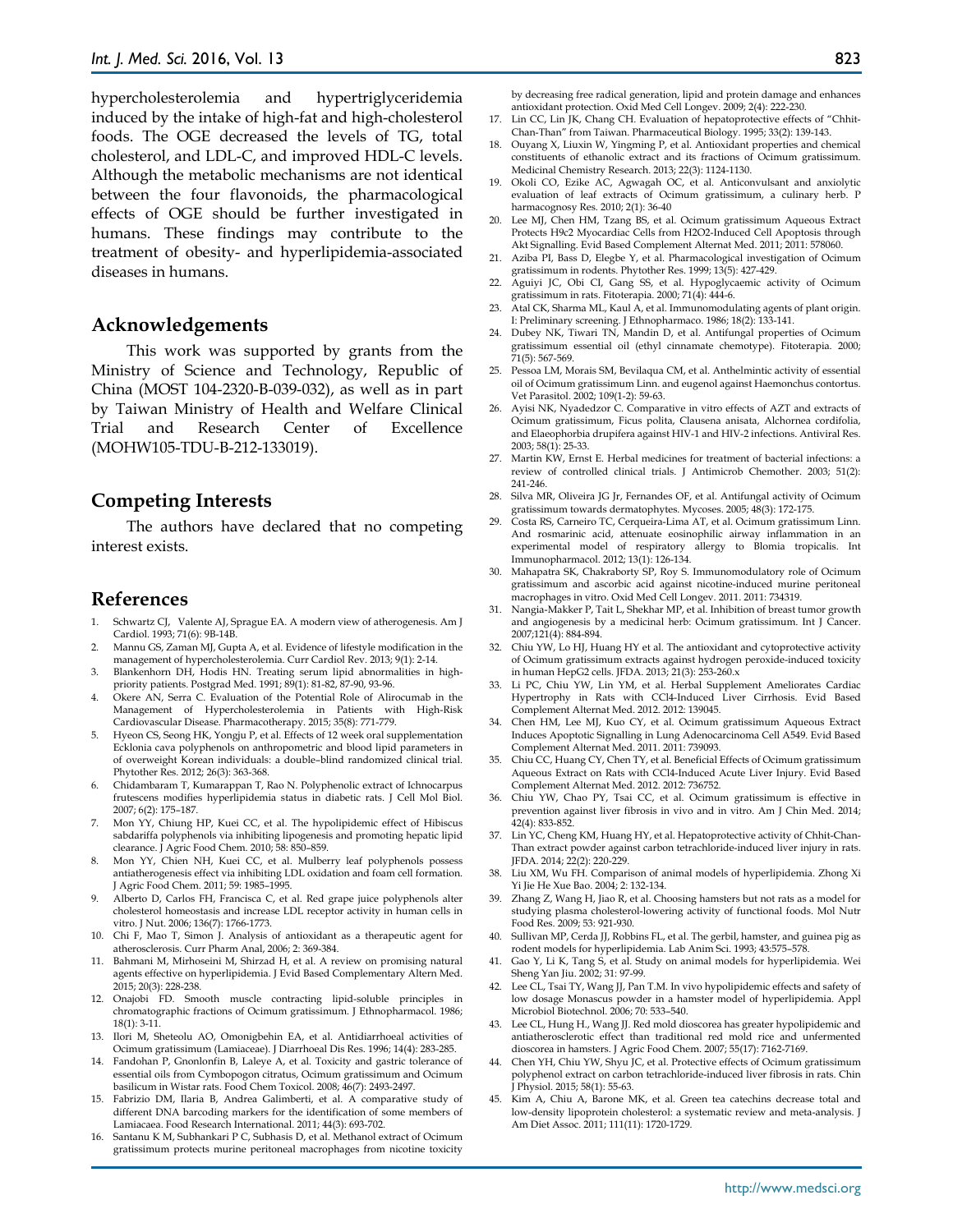hypercholesterolemia and hypertriglyceridemia induced by the intake of high-fat and high-cholesterol foods. The OGE decreased the levels of TG, total cholesterol, and LDL-C, and improved HDL-C levels. Although the metabolic mechanisms are not identical between the four flavonoids, the pharmacological effects of OGE should be further investigated in humans. These findings may contribute to the treatment of obesity- and hyperlipidemia-associated diseases in humans.

## Acknowledgements

This work was supported by grants from the Ministry of Science and Technology, Republic of China (MOST 104-2320-B-039-032), as well as in part by Taiwan Ministry of Health and Welfare Clinical Trial and Research Center of Excellence (MOHW105-TDU-B-212-133019).

## Competing Interests

The authors have declared that no competing interest exists.

## References

1. Schwartz CJ, Valente AJ, Sprague EA. A modern view of atherogenesis. Am J Cardiol. 1993; 71(6): 9B-14B.
2. Mannu GS, Zaman MJ, Gupta A, et al. Evidence of lifestyle modification in the management of hypercholesterolemia. Curr Cardiol Rev. 2013; 9(1): 2-14.
3. Blankenhorn DH, Hodis HN. Treating serum lipid abnormalities in high-priority patients. Postgrad Med. 1991; 89(1): 81-82, 87-90, 93-96.
4. Okere AN, Serra C. Evaluation of the Potential Role of Alirocumab in the Management of Hypercholesterolemia in Patients with High-Risk Cardiovascular Disease. Pharmacotherapy. 2015; 35(8): 771-779.
5. Hyeon CS, Seong HK, Yongju P, et al. Effects of 12 week oral supplementation Ecklonia cava polyphenols on anthropometric and blood lipid parameters in of overweight Korean individuals: a double–blind randomized clinical trial. Phytother Res. 2012; 26(3): 363-368.
6. Chidambaram T, Kumarappan T, Rao N. Polyphenolic extract of Ichnocarpus frutescens modifies hyperlipidemia status in diabetic rats. J Cell Mol Biol. 2007; 6(2): 175–187.
7. Mon YY, Chiung HP, Kuei CC, et al. The hypolipidemic effect of Hibiscus sabdariffa polyphenols via inhibiting lipogenesis and promoting hepatic lipid clearance. J Agric Food Chem. 2010; 58: 850–859.
8. Mon YY, Chien NH, Kuei CC, et al. Mulberry leaf polyphenols possess antiatherogenesis effect via inhibiting LDL oxidation and foam cell formation. J Agric Food Chem. 2011; 59: 1985–1995.
9. Alberto D, Carlos FH, Francisca C, et al. Red grape juice polyphenols alter cholesterol homeostasis and increase LDL receptor activity in human cells in vitro. J Nut. 2006; 136(7): 1766-1773.
10. Chi F, Mao T, Simon J. Analysis of antioxidant as a therapeutic agent for atherosclerosis. Curr Pharm Anal, 2006; 2: 369-384.
11. Bahmani M, Mirhoseini M, Shirzad H, et al. A review on promising natural agents effective on hyperlipidemia. J Evid Based Complementary Altern Med. 2015; 20(3): 228-238.
12. Onajobi FD. Smooth muscle contracting lipid-soluble principles in chromatographic fractions of Ocimum gratissimum. J Ethnopharmacol. 1986; 18(1): 3-11.
13. Ilori M, Sheteolu AO, Omonigbehin EA, et al. Antidiarrhoeal activities of Ocimum gratissimum (Lamiaceae). J Diarrhoeal Dis Res. 1996; 14(4): 283-285.
14. Fandohan P, Gnonlonfin B, Laleye A, et al. Toxicity and gastric tolerance of essential oils from Cymbopogon citratus, Ocimum gratissimum and Ocimum basilicum in Wistar rats. Food Chem Toxicol. 2008; 46(7): 2493-2497.
15. Fabrizio DM, Ilaria B, Andrea Galimberti, et al. A comparative study of different DNA barcoding markers for the identification of some members of Lamiacaea. Food Research International. 2011; 44(3): 693-702.
16. Santanu K M, Subhankari P C, Subhasis D, et al. Methanol extract of Ocimum gratissimum protects murine peritoneal macrophages from nicotine toxicity by decreasing free radical generation, lipid and protein damage and enhances antioxidant protection. Oxid Med Cell Longev. 2009; 2(4): 222-230.
17. Lin CC, Lin JK, Chang CH. Evaluation of hepatoprotective effects of "Chhit-Chan-Than" from Taiwan. Pharmaceutical Biology. 1995; 33(2): 139-143.
18. Ouyang X, Liuxin W, Yingming P, et al. Antioxidant properties and chemical constituents of ethanolic extract and its fractions of Ocimum gratissimum. Medicinal Chemistry Research. 2013; 22(3): 1124-1130.
19. Okoli CO, Ezike AC, Agwagah OC, et al. Anticonvulsant and anxiolytic evaluation of leaf extracts of Ocimum gratissimum, a culinary herb. P harmacognosy Res. 2010; 2(1): 36-40
20. Lee MJ, Chen HM, Tzang BS, et al. Ocimum gratissimum Aqueous Extract Protects H9c2 Myocardiac Cells from H2O2-Induced Cell Apoptosis through Akt Signalling. Evid Based Complement Alternat Med. 2011; 2011: 578060.
21. Aziba PI, Bass D, Elegbe Y, et al. Pharmacological investigation of Ocimum gratissimum in rodents. Phytother Res. 1999; 13(5): 427-429.
22. Aguiyi JC, Obi CI, Gang SS, et al. Hypoglycaemic activity of Ocimum gratissimum in rats. Fitoterapia. 2000; 71(4): 444-6.
23. Atal CK, Sharma ML, Kaul A, et al. Immunomodulating agents of plant origin. I: Preliminary screening. J Ethnopharmaco. 1986; 18(2): 133-141.
24. Dubey NK, Tiwari TN, Mandin D, et al. Antifungal properties of Ocimum gratissimum essential oil (ethyl cinnamate chemotype). Fitoterapia. 2000; 71(5): 567-569.
25. Pessoa LM, Morais SM, Bevilaqua CM, et al. Anthelmintic activity of essential oil of Ocimum gratissimum Linn. and eugenol against Haemonchus contortus. Vet Parasitol. 2002; 109(1-2): 59-63.
26. Ayisi NK, Nyadedzor C. Comparative in vitro effects of AZT and extracts of Ocimum gratissimum, Ficus polita, Clausena anisata, Alchornea cordifolia, and Elaeophorbia drupifera against HIV-1 and HIV-2 infections. Antiviral Res. 2003; 58(1): 25-33.
27. Martin KW, Ernst E. Herbal medicines for treatment of bacterial infections: a review of controlled clinical trials. J Antimicrob Chemother. 2003; 51(2): 241-246.
28. Silva MR, Oliveira JG Jr, Fernandes OF, et al. Antifungal activity of Ocimum gratissimum towards dermatophytes. Mycoses. 2005; 48(3): 172-175.
29. Costa RS, Carneiro TC, Cerqueira-Lima AT, et al. Ocimum gratissimum Linn. And rosmarinic acid, attenuate eosinophilic airway inflammation in an experimental model of respiratory allergy to Blomia tropicalis. Int Immunopharmacol. 2012; 13(1): 126-134.
30. Mahapatra SK, Chakraborty SP, Roy S. Immunomodulatory role of Ocimum gratissimum and ascorbic acid against nicotine-induced murine peritoneal macrophages in vitro. Oxid Med Cell Longev. 2011. 2011: 734319.
31. Nangia-Makker P, Tait L, Shekhar MP, et al. Inhibition of breast tumor growth and angiogenesis by a medicinal herb: Ocimum gratissimum. Int J Cancer. 2007;121(4): 884-894.
32. Chiu YW, Lo HJ, Huang HY et al. The antioxidant and cytoprotective activity of Ocimum gratissimum extracts against hydrogen peroxide-induced toxicity in human HepG2 cells. JFDA. 2013; 21(3): 253-260.x
33. Li PC, Chiu YW, Lin YM, et al. Herbal Supplement Ameliorates Cardiac Hypertrophy in Rats with CCl4-Induced Liver Cirrhosis. Evid Based Complement Alternat Med. 2012. 2012: 139045.
34. Chen HM, Lee MJ, Kuo CY, et al. Ocimum gratissimum Aqueous Extract Induces Apoptotic Signalling in Lung Adenocarcinoma Cell A549. Evid Based Complement Alternat Med. 2011. 2011: 739093.
35. Chiu CC, Huang CY, Chen TY, et al. Beneficial Effects of Ocimum gratissimum Aqueous Extract on Rats with CCl4-Induced Acute Liver Injury. Evid Based Complement Alternat Med. 2012. 2012: 736752.
36. Chiu YW, Chao PY, Tsai CC, et al. Ocimum gratissimum is effective in prevention against liver fibrosis in vivo and in vitro. Am J Chin Med. 2014; 42(4): 833-852.
37. Lin YC, Cheng KM, Huang HY, et al. Hepatoprotective activity of Chhit-Chan-Than extract powder against carbon tetrachloride-induced liver injury in rats. JFDA. 2014; 22(2): 220-229.
38. Liu XM, Wu FH. Comparison of animal models of hyperlipidemia. Zhong Xi Yi Jie He Xue Bao. 2004; 2: 132-134.
39. Zhang Z, Wang H, Jiao R, et al. Choosing hamsters but not rats as a model for studying plasma cholesterol-lowering activity of functional foods. Mol Nutr Food Res. 2009; 53: 921-930.
40. Sullivan MP, Cerda JJ, Robbins FL, et al. The gerbil, hamster, and guinea pig as rodent models for hyperlipidemia. Lab Anim Sci. 1993; 43:575–578.
41. Gao Y, Li K, Tang S, et al. Study on animal models for hyperlipidemia. Wei Sheng Yan Jiu. 2002; 31: 97-99.
42. Lee CL, Tsai TY, Wang JJ, Pan T.M. In vivo hypolipidemic effects and safety of low dosage Monascus powder in a hamster model of hyperlipidemia. Appl Microbiol Biotechnol. 2006; 70: 533–540.
43. Lee CL, Hung H., Wang JJ. Red mold dioscorea has greater hypolipidemic and antiatherosclerotic effect than traditional red mold rice and unfermented dioscorea in hamsters. J Agric Food Chem. 2007; 55(17): 7162-7169.
44. Chen YH, Chiu YW, Shyu JC, et al. Protective effects of Ocimum gratissimum polyphenol extract on carbon tetrachloride-induced liver fibrosis in rats. Chin J Physiol. 2015; 58(1): 55-63.
45. Kim A, Chiu A, Barone MK, et al. Green tea catechins decrease total and low-density lipoprotein cholesterol: a systematic review and meta-analysis. J Am Diet Assoc. 2011; 111(11): 1720-1729.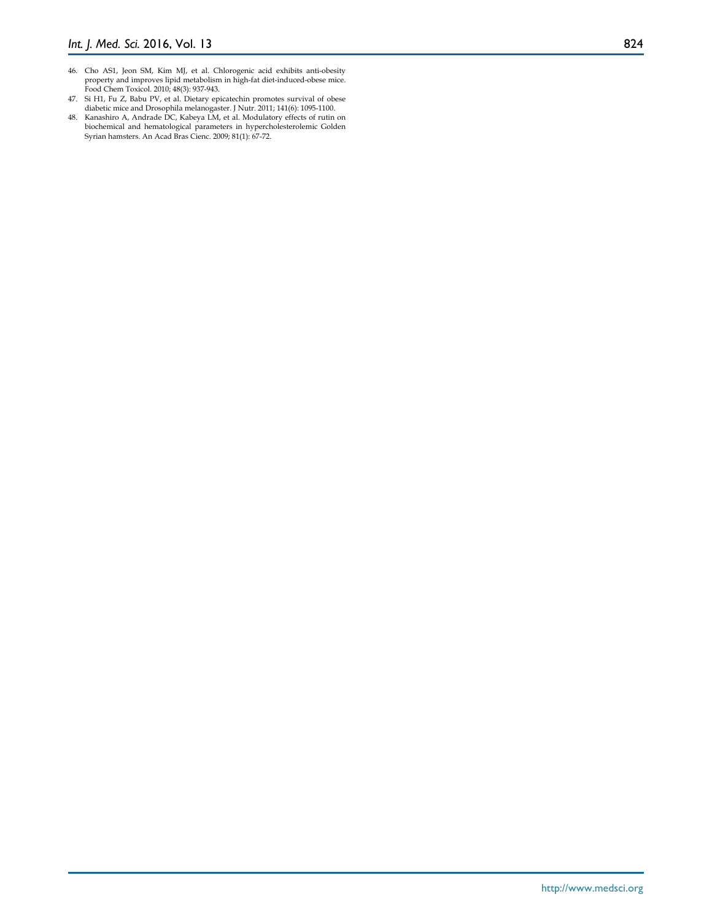46. Cho AS1, Jeon SM, Kim MJ, et al. Chlorogenic acid exhibits anti-obesity property and improves lipid metabolism in high-fat diet-induced-obese mice. Food Chem Toxicol. 2010; 48(3): 937-943.
47. Si H1, Fu Z, Babu PV, et al. Dietary epicatechin promotes survival of obese diabetic mice and Drosophila melanogaster. J Nutr. 2011; 141(6): 1095-1100.
48. Kanashiro A, Andrade DC, Kabeya LM, et al. Modulatory effects of rutin on biochemical and hematological parameters in hypercholesterolemic Golden Syrian hamsters. An Acad Bras Cienc. 2009; 81(1): 67-72.